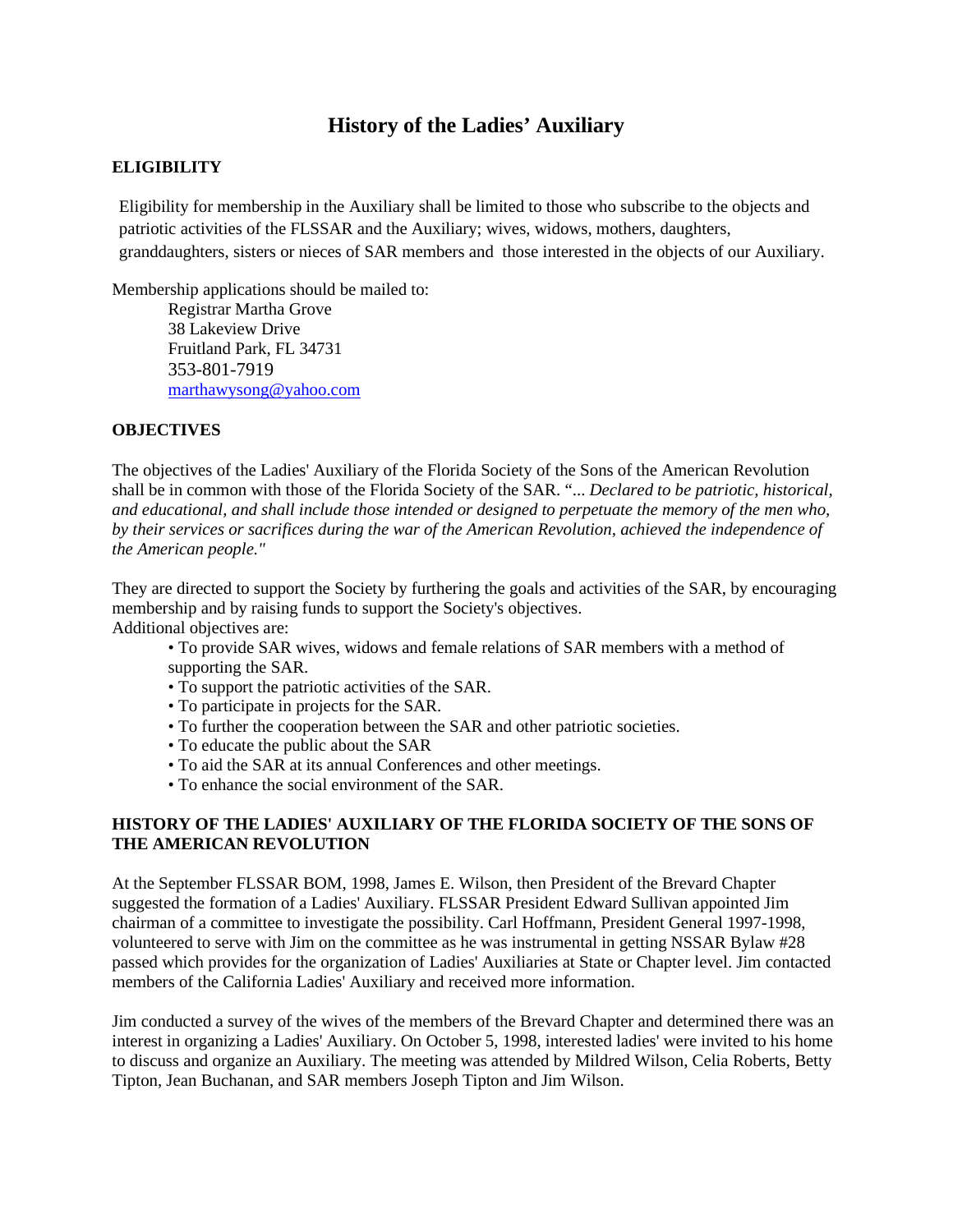# History of the Ladies' Auxiliary

## ELIGIBILITY

Eligibility for membership in the Auxiliary shall be limited to those who subscribe to the objects and patriotic activities of the FLSSAR and the Auxiliary; wives, widows, mothers, daughters, granddaughters, sisters or nieces of SAR members and those interested in the objects of our Auxiliary.

Membership applications should be mailed to:

Registrar Martha Grove  
38 Lakeview Drive  
Fruitland Park, FL 34731  
353-801-7919  
marthawysong@yahoo.com

## OBJECTIVES

The objectives of the Ladies' Auxiliary of the Florida Society of the Sons of the American Revolution shall be in common with those of the Florida Society of the SAR. *"... Declared to be patriotic, historical, and educational, and shall include those intended or designed to perpetuate the memory of the men who, by their services or sacrifices during the war of the American Revolution, achieved the independence of the American people."*

They are directed to support the Society by furthering the goals and activities of the SAR, by encouraging membership and by raising funds to support the Society's objectives.
Additional objectives are:

- To provide SAR wives, widows and female relations of SAR members with a method of supporting the SAR.
- To support the patriotic activities of the SAR.
- To participate in projects for the SAR.
- To further the cooperation between the SAR and other patriotic societies.
- To educate the public about the SAR
- To aid the SAR at its annual Conferences and other meetings.
- To enhance the social environment of the SAR.

## HISTORY OF THE LADIES' AUXILIARY OF THE FLORIDA SOCIETY OF THE SONS OF THE AMERICAN REVOLUTION

At the September FLSSAR BOM, 1998, James E. Wilson, then President of the Brevard Chapter suggested the formation of a Ladies' Auxiliary. FLSSAR President Edward Sullivan appointed Jim chairman of a committee to investigate the possibility. Carl Hoffmann, President General 1997-1998, volunteered to serve with Jim on the committee as he was instrumental in getting NSSAR Bylaw #28 passed which provides for the organization of Ladies' Auxiliaries at State or Chapter level. Jim contacted members of the California Ladies' Auxiliary and received more information.

Jim conducted a survey of the wives of the members of the Brevard Chapter and determined there was an interest in organizing a Ladies' Auxiliary. On October 5, 1998, interested ladies' were invited to his home to discuss and organize an Auxiliary. The meeting was attended by Mildred Wilson, Celia Roberts, Betty Tipton, Jean Buchanan, and SAR members Joseph Tipton and Jim Wilson.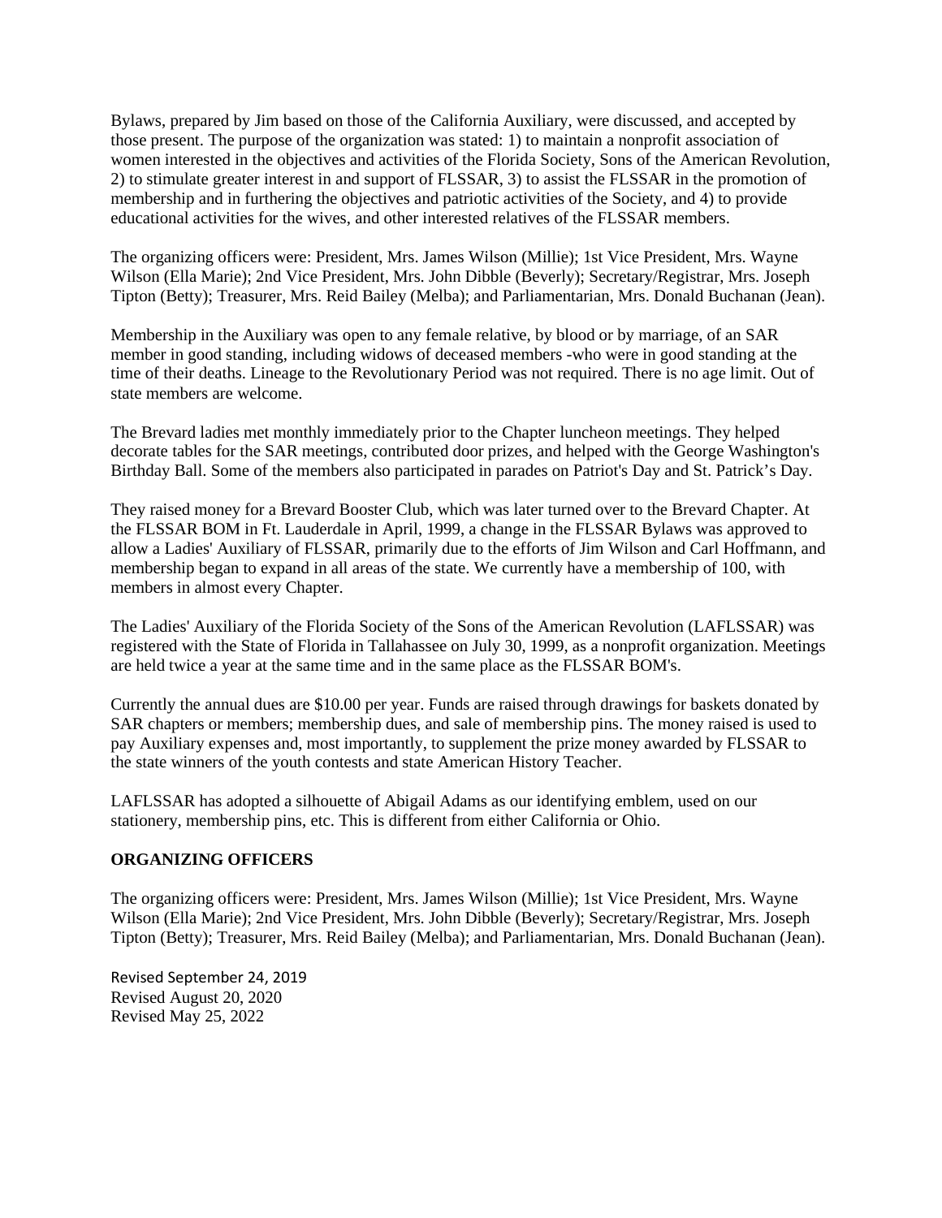Bylaws, prepared by Jim based on those of the California Auxiliary, were discussed, and accepted by those present. The purpose of the organization was stated: 1) to maintain a nonprofit association of women interested in the objectives and activities of the Florida Society, Sons of the American Revolution, 2) to stimulate greater interest in and support of FLSSAR, 3) to assist the FLSSAR in the promotion of membership and in furthering the objectives and patriotic activities of the Society, and 4) to provide educational activities for the wives, and other interested relatives of the FLSSAR members.

The organizing officers were: President, Mrs. James Wilson (Millie); 1st Vice President, Mrs. Wayne Wilson (Ella Marie); 2nd Vice President, Mrs. John Dibble (Beverly); Secretary/Registrar, Mrs. Joseph Tipton (Betty); Treasurer, Mrs. Reid Bailey (Melba); and Parliamentarian, Mrs. Donald Buchanan (Jean).

Membership in the Auxiliary was open to any female relative, by blood or by marriage, of an SAR member in good standing, including widows of deceased members -who were in good standing at the time of their deaths. Lineage to the Revolutionary Period was not required. There is no age limit. Out of state members are welcome.

The Brevard ladies met monthly immediately prior to the Chapter luncheon meetings. They helped decorate tables for the SAR meetings, contributed door prizes, and helped with the George Washington's Birthday Ball. Some of the members also participated in parades on Patriot's Day and St. Patrick's Day.

They raised money for a Brevard Booster Club, which was later turned over to the Brevard Chapter. At the FLSSAR BOM in Ft. Lauderdale in April, 1999, a change in the FLSSAR Bylaws was approved to allow a Ladies' Auxiliary of FLSSAR, primarily due to the efforts of Jim Wilson and Carl Hoffmann, and membership began to expand in all areas of the state. We currently have a membership of 100, with members in almost every Chapter.

The Ladies' Auxiliary of the Florida Society of the Sons of the American Revolution (LAFLSSAR) was registered with the State of Florida in Tallahassee on July 30, 1999, as a nonprofit organization. Meetings are held twice a year at the same time and in the same place as the FLSSAR BOM's.

Currently the annual dues are $10.00 per year. Funds are raised through drawings for baskets donated by SAR chapters or members; membership dues, and sale of membership pins. The money raised is used to pay Auxiliary expenses and, most importantly, to supplement the prize money awarded by FLSSAR to the state winners of the youth contests and state American History Teacher.

LAFLSSAR has adopted a silhouette of Abigail Adams as our identifying emblem, used on our stationery, membership pins, etc. This is different from either California or Ohio.

**ORGANIZING OFFICERS**

The organizing officers were: President, Mrs. James Wilson (Millie); 1st Vice President, Mrs. Wayne Wilson (Ella Marie); 2nd Vice President, Mrs. John Dibble (Beverly); Secretary/Registrar, Mrs. Joseph Tipton (Betty); Treasurer, Mrs. Reid Bailey (Melba); and Parliamentarian, Mrs. Donald Buchanan (Jean).

Revised September 24, 2019
Revised August 20, 2020
Revised May 25, 2022